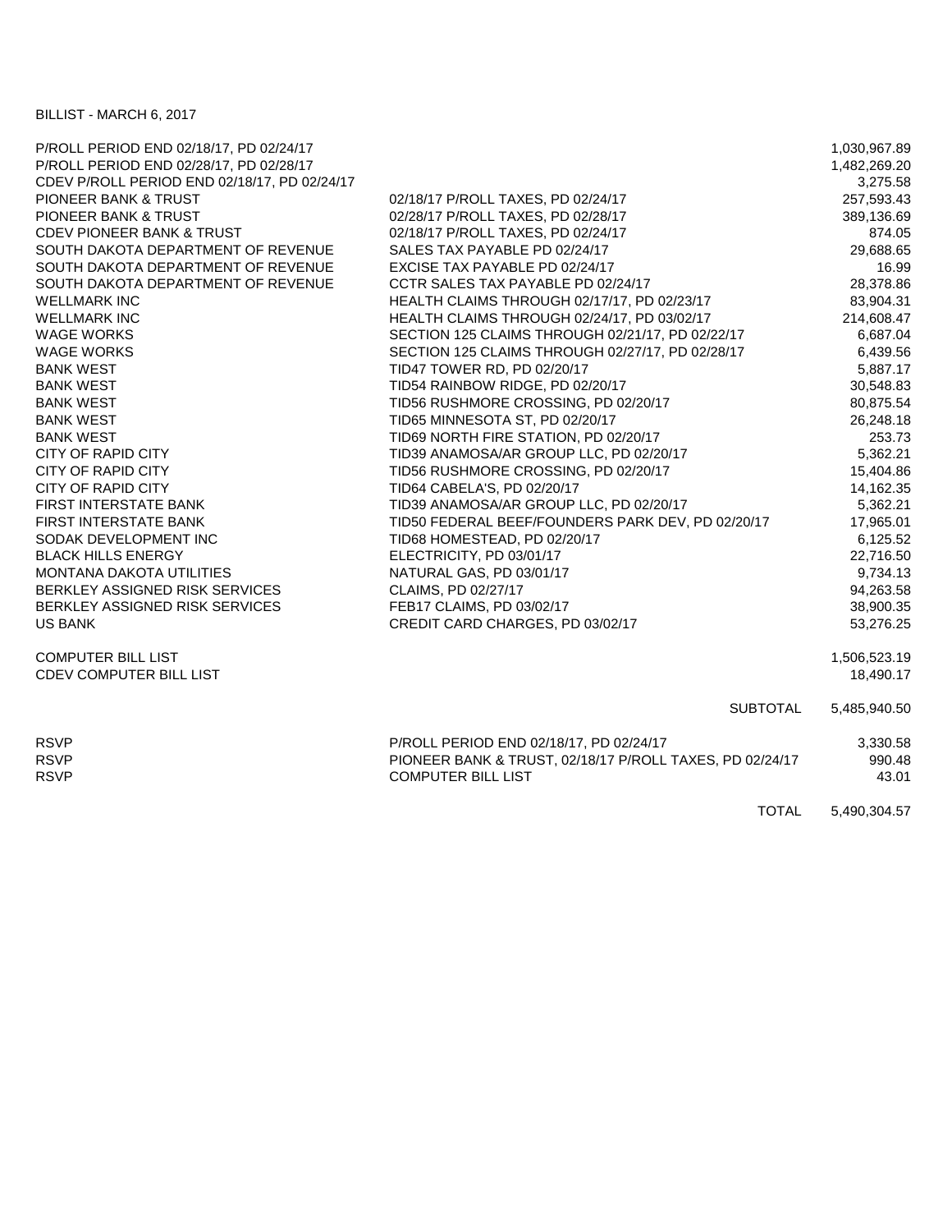BILLIST - MARCH 6, 2017

| | | |
|---|---|---|
| P/ROLL PERIOD END 02/18/17, PD 02/24/17 | | 1,030,967.89 |
| P/ROLL PERIOD END 02/28/17, PD 02/28/17 | | 1,482,269.20 |
| CDEV P/ROLL PERIOD END 02/18/17, PD 02/24/17 | | 3,275.58 |
| PIONEER BANK & TRUST | 02/18/17 P/ROLL TAXES, PD 02/24/17 | 257,593.43 |
| PIONEER BANK & TRUST | 02/28/17 P/ROLL TAXES, PD 02/28/17 | 389,136.69 |
| CDEV PIONEER BANK & TRUST | 02/18/17 P/ROLL TAXES, PD 02/24/17 | 874.05 |
| SOUTH DAKOTA DEPARTMENT OF REVENUE | SALES TAX PAYABLE PD 02/24/17 | 29,688.65 |
| SOUTH DAKOTA DEPARTMENT OF REVENUE | EXCISE TAX PAYABLE PD 02/24/17 | 16.99 |
| SOUTH DAKOTA DEPARTMENT OF REVENUE | CCTR SALES TAX PAYABLE PD 02/24/17 | 28,378.86 |
| WELLMARK INC | HEALTH CLAIMS THROUGH 02/17/17, PD 02/23/17 | 83,904.31 |
| WELLMARK INC | HEALTH CLAIMS THROUGH 02/24/17, PD 03/02/17 | 214,608.47 |
| WAGE WORKS | SECTION 125 CLAIMS THROUGH 02/21/17, PD 02/22/17 | 6,687.04 |
| WAGE WORKS | SECTION 125 CLAIMS THROUGH 02/27/17, PD 02/28/17 | 6,439.56 |
| BANK WEST | TID47 TOWER RD, PD 02/20/17 | 5,887.17 |
| BANK WEST | TID54 RAINBOW RIDGE, PD 02/20/17 | 30,548.83 |
| BANK WEST | TID56 RUSHMORE CROSSING, PD 02/20/17 | 80,875.54 |
| BANK WEST | TID65 MINNESOTA ST, PD 02/20/17 | 26,248.18 |
| BANK WEST | TID69 NORTH FIRE STATION, PD 02/20/17 | 253.73 |
| CITY OF RAPID CITY | TID39 ANAMOSA/AR GROUP LLC, PD 02/20/17 | 5,362.21 |
| CITY OF RAPID CITY | TID56 RUSHMORE CROSSING, PD 02/20/17 | 15,404.86 |
| CITY OF RAPID CITY | TID64 CABELA'S, PD 02/20/17 | 14,162.35 |
| FIRST INTERSTATE BANK | TID39 ANAMOSA/AR GROUP LLC, PD 02/20/17 | 5,362.21 |
| FIRST INTERSTATE BANK | TID50 FEDERAL BEEF/FOUNDERS PARK DEV, PD 02/20/17 | 17,965.01 |
| SODAK DEVELOPMENT INC | TID68 HOMESTEAD, PD 02/20/17 | 6,125.52 |
| BLACK HILLS ENERGY | ELECTRICITY, PD 03/01/17 | 22,716.50 |
| MONTANA DAKOTA UTILITIES | NATURAL GAS, PD 03/01/17 | 9,734.13 |
| BERKLEY ASSIGNED RISK SERVICES | CLAIMS, PD 02/27/17 | 94,263.58 |
| BERKLEY ASSIGNED RISK SERVICES | FEB17 CLAIMS, PD 03/02/17 | 38,900.35 |
| US BANK | CREDIT CARD CHARGES, PD 03/02/17 | 53,276.25 |
| | | |
| COMPUTER BILL LIST | | 1,506,523.19 |
| CDEV COMPUTER BILL LIST | | 18,490.17 |
| | | |
| | SUBTOTAL | 5,485,940.50 |
| | | |
| RSVP | P/ROLL PERIOD END 02/18/17, PD 02/24/17 | 3,330.58 |
| RSVP | PIONEER BANK & TRUST, 02/18/17 P/ROLL TAXES, PD 02/24/17 | 990.48 |
| RSVP | COMPUTER BILL LIST | 43.01 |
| | | |
| | TOTAL | 5,490,304.57 |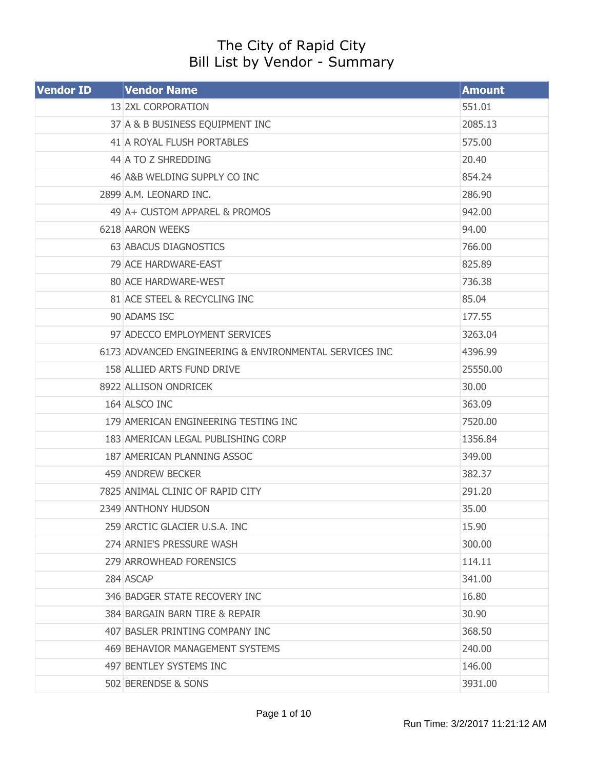# The City of Rapid City
## Bill List by Vendor - Summary

| Vendor ID | Vendor Name | Amount |
|---|---|---|
| 13 | 2XL CORPORATION | 551.01 |
| 37 | A & B BUSINESS EQUIPMENT INC | 2085.13 |
| 41 | A ROYAL FLUSH PORTABLES | 575.00 |
| 44 | A TO Z SHREDDING | 20.40 |
| 46 | A&B WELDING SUPPLY CO INC | 854.24 |
| 2899 | A.M. LEONARD INC. | 286.90 |
| 49 | A+ CUSTOM APPAREL & PROMOS | 942.00 |
| 6218 | AARON WEEKS | 94.00 |
| 63 | ABACUS DIAGNOSTICS | 766.00 |
| 79 | ACE HARDWARE-EAST | 825.89 |
| 80 | ACE HARDWARE-WEST | 736.38 |
| 81 | ACE STEEL & RECYCLING INC | 85.04 |
| 90 | ADAMS ISC | 177.55 |
| 97 | ADECCO EMPLOYMENT SERVICES | 3263.04 |
| 6173 | ADVANCED ENGINEERING & ENVIRONMENTAL SERVICES INC | 4396.99 |
| 158 | ALLIED ARTS FUND DRIVE | 25550.00 |
| 8922 | ALLISON ONDRICEK | 30.00 |
| 164 | ALSCO INC | 363.09 |
| 179 | AMERICAN ENGINEERING TESTING INC | 7520.00 |
| 183 | AMERICAN LEGAL PUBLISHING CORP | 1356.84 |
| 187 | AMERICAN PLANNING ASSOC | 349.00 |
| 459 | ANDREW BECKER | 382.37 |
| 7825 | ANIMAL CLINIC OF RAPID CITY | 291.20 |
| 2349 | ANTHONY HUDSON | 35.00 |
| 259 | ARCTIC GLACIER U.S.A. INC | 15.90 |
| 274 | ARNIE'S PRESSURE WASH | 300.00 |
| 279 | ARROWHEAD FORENSICS | 114.11 |
| 284 | ASCAP | 341.00 |
| 346 | BADGER STATE RECOVERY INC | 16.80 |
| 384 | BARGAIN BARN TIRE & REPAIR | 30.90 |
| 407 | BASLER PRINTING COMPANY INC | 368.50 |
| 469 | BEHAVIOR MANAGEMENT SYSTEMS | 240.00 |
| 497 | BENTLEY SYSTEMS INC | 146.00 |
| 502 | BERENDSE & SONS | 3931.00 |

Run Time: 3/2/2017 11:21:12 AM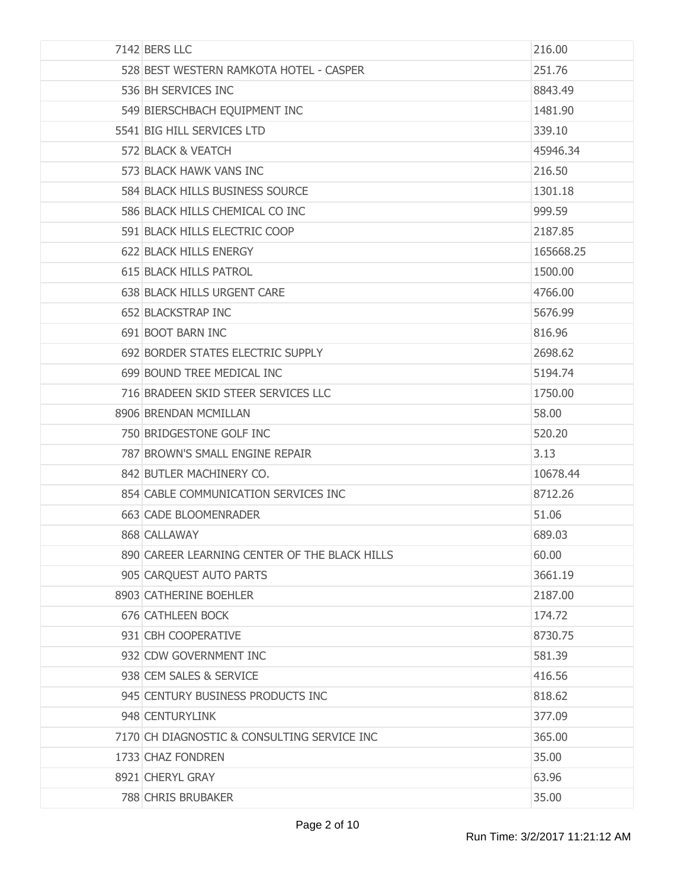| | | |
|---|---|---|
| 7142 | BERS LLC | 216.00 |
| 528 | BEST WESTERN RAMKOTA HOTEL - CASPER | 251.76 |
| 536 | BH SERVICES INC | 8843.49 |
| 549 | BIERSCHBACH EQUIPMENT INC | 1481.90 |
| 5541 | BIG HILL SERVICES LTD | 339.10 |
| 572 | BLACK & VEATCH | 45946.34 |
| 573 | BLACK HAWK VANS INC | 216.50 |
| 584 | BLACK HILLS BUSINESS SOURCE | 1301.18 |
| 586 | BLACK HILLS CHEMICAL CO INC | 999.59 |
| 591 | BLACK HILLS ELECTRIC COOP | 2187.85 |
| 622 | BLACK HILLS ENERGY | 165668.25 |
| 615 | BLACK HILLS PATROL | 1500.00 |
| 638 | BLACK HILLS URGENT CARE | 4766.00 |
| 652 | BLACKSTRAP INC | 5676.99 |
| 691 | BOOT BARN INC | 816.96 |
| 692 | BORDER STATES ELECTRIC SUPPLY | 2698.62 |
| 699 | BOUND TREE MEDICAL INC | 5194.74 |
| 716 | BRADEEN SKID STEER SERVICES LLC | 1750.00 |
| 8906 | BRENDAN MCMILLAN | 58.00 |
| 750 | BRIDGESTONE GOLF INC | 520.20 |
| 787 | BROWN'S SMALL ENGINE REPAIR | 3.13 |
| 842 | BUTLER MACHINERY CO. | 10678.44 |
| 854 | CABLE COMMUNICATION SERVICES INC | 8712.26 |
| 663 | CADE BLOOMENRADER | 51.06 |
| 868 | CALLAWAY | 689.03 |
| 890 | CAREER LEARNING CENTER OF THE BLACK HILLS | 60.00 |
| 905 | CARQUEST AUTO PARTS | 3661.19 |
| 8903 | CATHERINE BOEHLER | 2187.00 |
| 676 | CATHLEEN BOCK | 174.72 |
| 931 | CBH COOPERATIVE | 8730.75 |
| 932 | CDW GOVERNMENT INC | 581.39 |
| 938 | CEM SALES & SERVICE | 416.56 |
| 945 | CENTURY BUSINESS PRODUCTS INC | 818.62 |
| 948 | CENTURYLINK | 377.09 |
| 7170 | CH DIAGNOSTIC & CONSULTING SERVICE INC | 365.00 |
| 1733 | CHAZ FONDREN | 35.00 |
| 8921 | CHERYL GRAY | 63.96 |
| 788 | CHRIS BRUBAKER | 35.00 |

Run Time: 3/2/2017 11:21:12 AM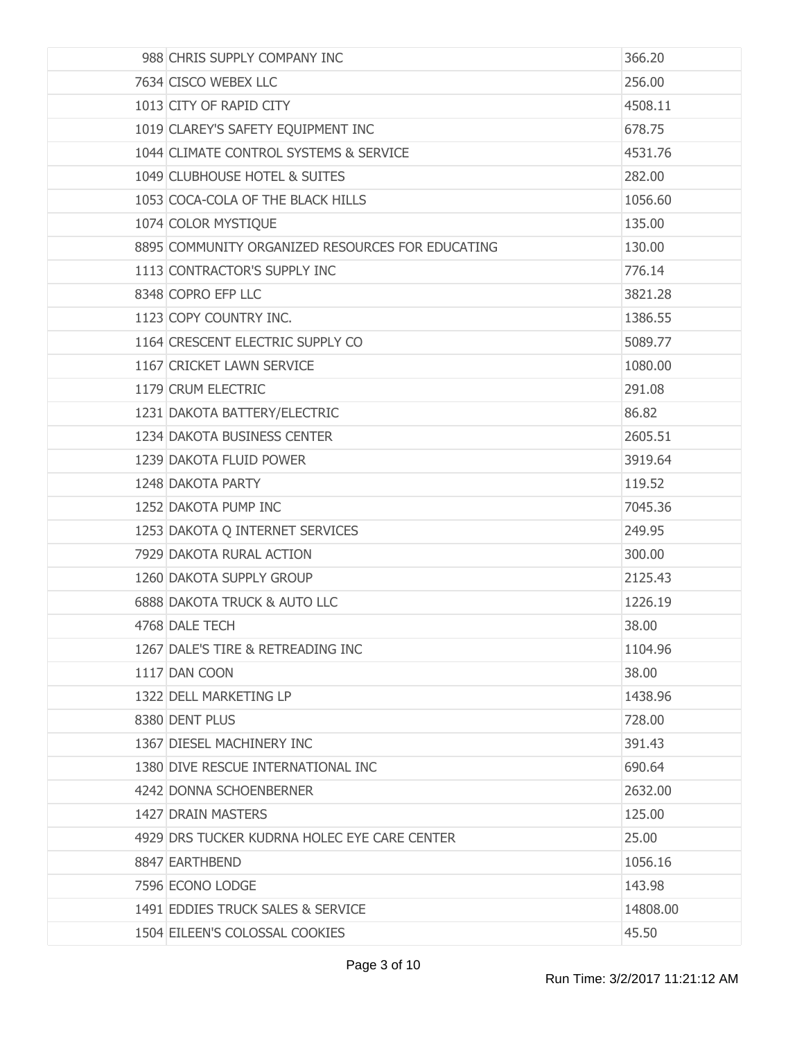| | | |
|---|---|---|
| 988 | CHRIS SUPPLY COMPANY INC | 366.20 |
| 7634 | CISCO WEBEX LLC | 256.00 |
| 1013 | CITY OF RAPID CITY | 4508.11 |
| 1019 | CLAREY'S SAFETY EQUIPMENT INC | 678.75 |
| 1044 | CLIMATE CONTROL SYSTEMS & SERVICE | 4531.76 |
| 1049 | CLUBHOUSE HOTEL & SUITES | 282.00 |
| 1053 | COCA-COLA OF THE BLACK HILLS | 1056.60 |
| 1074 | COLOR MYSTIQUE | 135.00 |
| 8895 | COMMUNITY ORGANIZED RESOURCES FOR EDUCATING | 130.00 |
| 1113 | CONTRACTOR'S SUPPLY INC | 776.14 |
| 8348 | COPRO EFP LLC | 3821.28 |
| 1123 | COPY COUNTRY INC. | 1386.55 |
| 1164 | CRESCENT ELECTRIC SUPPLY CO | 5089.77 |
| 1167 | CRICKET LAWN SERVICE | 1080.00 |
| 1179 | CRUM ELECTRIC | 291.08 |
| 1231 | DAKOTA BATTERY/ELECTRIC | 86.82 |
| 1234 | DAKOTA BUSINESS CENTER | 2605.51 |
| 1239 | DAKOTA FLUID POWER | 3919.64 |
| 1248 | DAKOTA PARTY | 119.52 |
| 1252 | DAKOTA PUMP INC | 7045.36 |
| 1253 | DAKOTA Q INTERNET SERVICES | 249.95 |
| 7929 | DAKOTA RURAL ACTION | 300.00 |
| 1260 | DAKOTA SUPPLY GROUP | 2125.43 |
| 6888 | DAKOTA TRUCK & AUTO LLC | 1226.19 |
| 4768 | DALE TECH | 38.00 |
| 1267 | DALE'S TIRE & RETREADING INC | 1104.96 |
| 1117 | DAN COON | 38.00 |
| 1322 | DELL MARKETING LP | 1438.96 |
| 8380 | DENT PLUS | 728.00 |
| 1367 | DIESEL MACHINERY INC | 391.43 |
| 1380 | DIVE RESCUE INTERNATIONAL INC | 690.64 |
| 4242 | DONNA SCHOENBERNER | 2632.00 |
| 1427 | DRAIN MASTERS | 125.00 |
| 4929 | DRS TUCKER KUDRNA HOLEC EYE CARE CENTER | 25.00 |
| 8847 | EARTHBEND | 1056.16 |
| 7596 | ECONO LODGE | 143.98 |
| 1491 | EDDIES TRUCK SALES & SERVICE | 14808.00 |
| 1504 | EILEEN'S COLOSSAL COOKIES | 45.50 |

Run Time: 3/2/2017 11:21:12 AM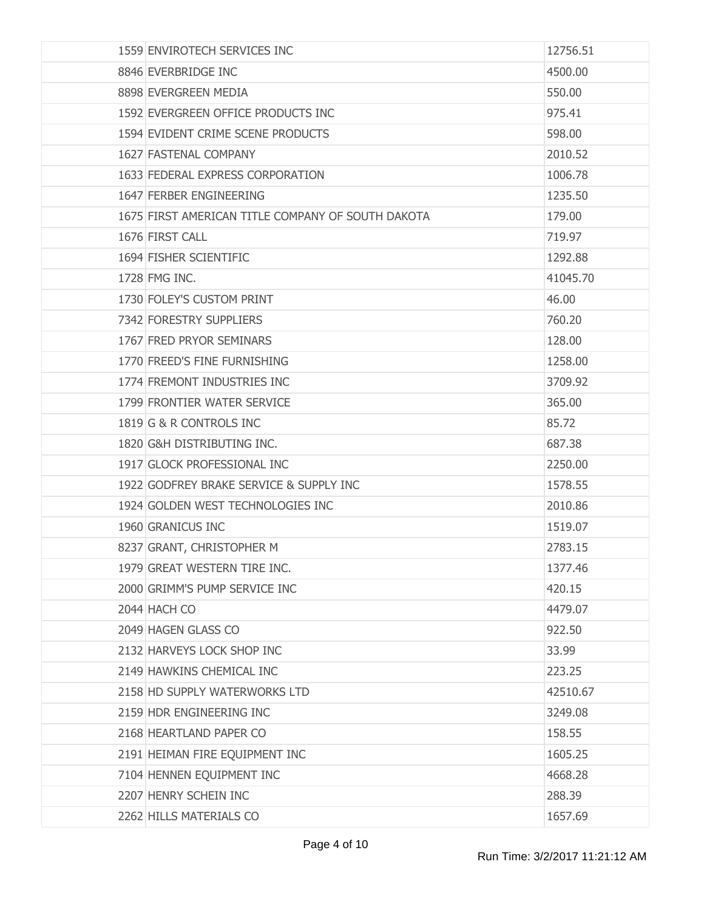| | | |
|---|---|---|
| 1559 | ENVIROTECH SERVICES INC | 12756.51 |
| 8846 | EVERBRIDGE INC | 4500.00 |
| 8898 | EVERGREEN MEDIA | 550.00 |
| 1592 | EVERGREEN OFFICE PRODUCTS INC | 975.41 |
| 1594 | EVIDENT CRIME SCENE PRODUCTS | 598.00 |
| 1627 | FASTENAL COMPANY | 2010.52 |
| 1633 | FEDERAL EXPRESS CORPORATION | 1006.78 |
| 1647 | FERBER ENGINEERING | 1235.50 |
| 1675 | FIRST AMERICAN TITLE COMPANY OF SOUTH DAKOTA | 179.00 |
| 1676 | FIRST CALL | 719.97 |
| 1694 | FISHER SCIENTIFIC | 1292.88 |
| 1728 | FMG INC. | 41045.70 |
| 1730 | FOLEY'S CUSTOM PRINT | 46.00 |
| 7342 | FORESTRY SUPPLIERS | 760.20 |
| 1767 | FRED PRYOR SEMINARS | 128.00 |
| 1770 | FREED'S FINE FURNISHING | 1258.00 |
| 1774 | FREMONT INDUSTRIES INC | 3709.92 |
| 1799 | FRONTIER WATER SERVICE | 365.00 |
| 1819 | G & R CONTROLS INC | 85.72 |
| 1820 | G&H DISTRIBUTING INC. | 687.38 |
| 1917 | GLOCK PROFESSIONAL INC | 2250.00 |
| 1922 | GODFREY BRAKE SERVICE & SUPPLY INC | 1578.55 |
| 1924 | GOLDEN WEST TECHNOLOGIES INC | 2010.86 |
| 1960 | GRANICUS INC | 1519.07 |
| 8237 | GRANT, CHRISTOPHER M | 2783.15 |
| 1979 | GREAT WESTERN TIRE INC. | 1377.46 |
| 2000 | GRIMM'S PUMP SERVICE INC | 420.15 |
| 2044 | HACH CO | 4479.07 |
| 2049 | HAGEN GLASS CO | 922.50 |
| 2132 | HARVEYS LOCK SHOP INC | 33.99 |
| 2149 | HAWKINS CHEMICAL INC | 223.25 |
| 2158 | HD SUPPLY WATERWORKS LTD | 42510.67 |
| 2159 | HDR ENGINEERING INC | 3249.08 |
| 2168 | HEARTLAND PAPER CO | 158.55 |
| 2191 | HEIMAN FIRE EQUIPMENT INC | 1605.25 |
| 7104 | HENNEN EQUIPMENT INC | 4668.28 |
| 2207 | HENRY SCHEIN INC | 288.39 |
| 2262 | HILLS MATERIALS CO | 1657.69 |

Run Time: 3/2/2017 11:21:12 AM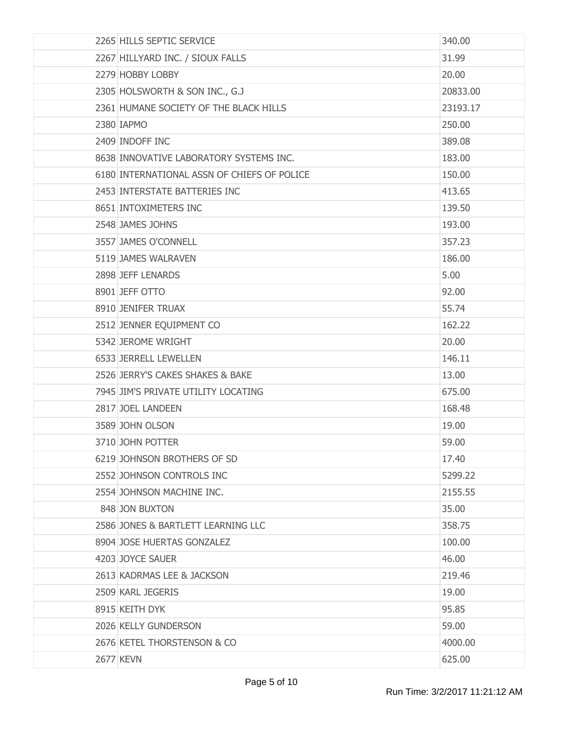| | | |
|---|---|---|
| 2265 | HILLS SEPTIC SERVICE | 340.00 |
| 2267 | HILLYARD INC. / SIOUX FALLS | 31.99 |
| 2279 | HOBBY LOBBY | 20.00 |
| 2305 | HOLSWORTH & SON INC., G.J | 20833.00 |
| 2361 | HUMANE SOCIETY OF THE BLACK HILLS | 23193.17 |
| 2380 | IAPMO | 250.00 |
| 2409 | INDOFF INC | 389.08 |
| 8638 | INNOVATIVE LABORATORY SYSTEMS INC. | 183.00 |
| 6180 | INTERNATIONAL ASSN OF CHIEFS OF POLICE | 150.00 |
| 2453 | INTERSTATE BATTERIES INC | 413.65 |
| 8651 | INTOXIMETERS INC | 139.50 |
| 2548 | JAMES JOHNS | 193.00 |
| 3557 | JAMES O'CONNELL | 357.23 |
| 5119 | JAMES WALRAVEN | 186.00 |
| 2898 | JEFF LENARDS | 5.00 |
| 8901 | JEFF OTTO | 92.00 |
| 8910 | JENIFER TRUAX | 55.74 |
| 2512 | JENNER EQUIPMENT CO | 162.22 |
| 5342 | JEROME WRIGHT | 20.00 |
| 6533 | JERRELL LEWELLEN | 146.11 |
| 2526 | JERRY'S CAKES SHAKES & BAKE | 13.00 |
| 7945 | JIM'S PRIVATE UTILITY LOCATING | 675.00 |
| 2817 | JOEL LANDEEN | 168.48 |
| 3589 | JOHN OLSON | 19.00 |
| 3710 | JOHN POTTER | 59.00 |
| 6219 | JOHNSON BROTHERS OF SD | 17.40 |
| 2552 | JOHNSON CONTROLS INC | 5299.22 |
| 2554 | JOHNSON MACHINE INC. | 2155.55 |
| 848 | JON BUXTON | 35.00 |
| 2586 | JONES & BARTLETT LEARNING LLC | 358.75 |
| 8904 | JOSE HUERTAS GONZALEZ | 100.00 |
| 4203 | JOYCE SAUER | 46.00 |
| 2613 | KADRMAS LEE & JACKSON | 219.46 |
| 2509 | KARL JEGERIS | 19.00 |
| 8915 | KEITH DYK | 95.85 |
| 2026 | KELLY GUNDERSON | 59.00 |
| 2676 | KETEL THORSTENSON & CO | 4000.00 |
| 2677 | KEVN | 625.00 |

Run Time: 3/2/2017 11:21:12 AM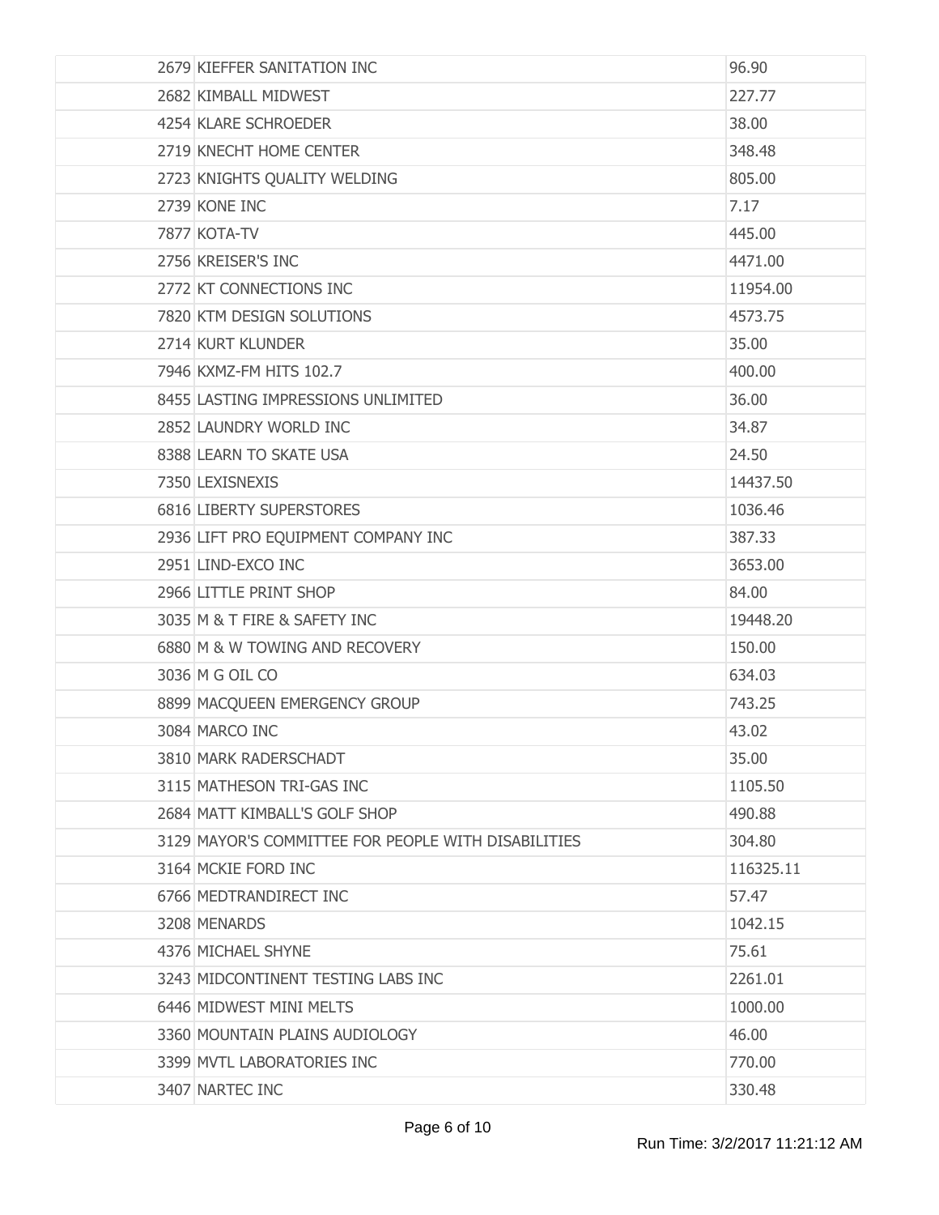| | | |
|---|---|---|
| 2679 | KIEFFER SANITATION INC | 96.90 |
| 2682 | KIMBALL MIDWEST | 227.77 |
| 4254 | KLARE SCHROEDER | 38.00 |
| 2719 | KNECHT HOME CENTER | 348.48 |
| 2723 | KNIGHTS QUALITY WELDING | 805.00 |
| 2739 | KONE INC | 7.17 |
| 7877 | KOTA-TV | 445.00 |
| 2756 | KREISER'S INC | 4471.00 |
| 2772 | KT CONNECTIONS INC | 11954.00 |
| 7820 | KTM DESIGN SOLUTIONS | 4573.75 |
| 2714 | KURT KLUNDER | 35.00 |
| 7946 | KXMZ-FM HITS 102.7 | 400.00 |
| 8455 | LASTING IMPRESSIONS UNLIMITED | 36.00 |
| 2852 | LAUNDRY WORLD INC | 34.87 |
| 8388 | LEARN TO SKATE USA | 24.50 |
| 7350 | LEXISNEXIS | 14437.50 |
| 6816 | LIBERTY SUPERSTORES | 1036.46 |
| 2936 | LIFT PRO EQUIPMENT COMPANY INC | 387.33 |
| 2951 | LIND-EXCO INC | 3653.00 |
| 2966 | LITTLE PRINT SHOP | 84.00 |
| 3035 | M & T FIRE & SAFETY INC | 19448.20 |
| 6880 | M & W TOWING AND RECOVERY | 150.00 |
| 3036 | M G OIL CO | 634.03 |
| 8899 | MACQUEEN EMERGENCY GROUP | 743.25 |
| 3084 | MARCO INC | 43.02 |
| 3810 | MARK RADERSCHADT | 35.00 |
| 3115 | MATHESON TRI-GAS INC | 1105.50 |
| 2684 | MATT KIMBALL'S GOLF SHOP | 490.88 |
| 3129 | MAYOR'S COMMITTEE FOR PEOPLE WITH DISABILITIES | 304.80 |
| 3164 | MCKIE FORD INC | 116325.11 |
| 6766 | MEDTRANDIRECT INC | 57.47 |
| 3208 | MENARDS | 1042.15 |
| 4376 | MICHAEL SHYNE | 75.61 |
| 3243 | MIDCONTINENT TESTING LABS INC | 2261.01 |
| 6446 | MIDWEST MINI MELTS | 1000.00 |
| 3360 | MOUNTAIN PLAINS AUDIOLOGY | 46.00 |
| 3399 | MVTL LABORATORIES INC | 770.00 |
| 3407 | NARTEC INC | 330.48 |

Run Time: 3/2/2017 11:21:12 AM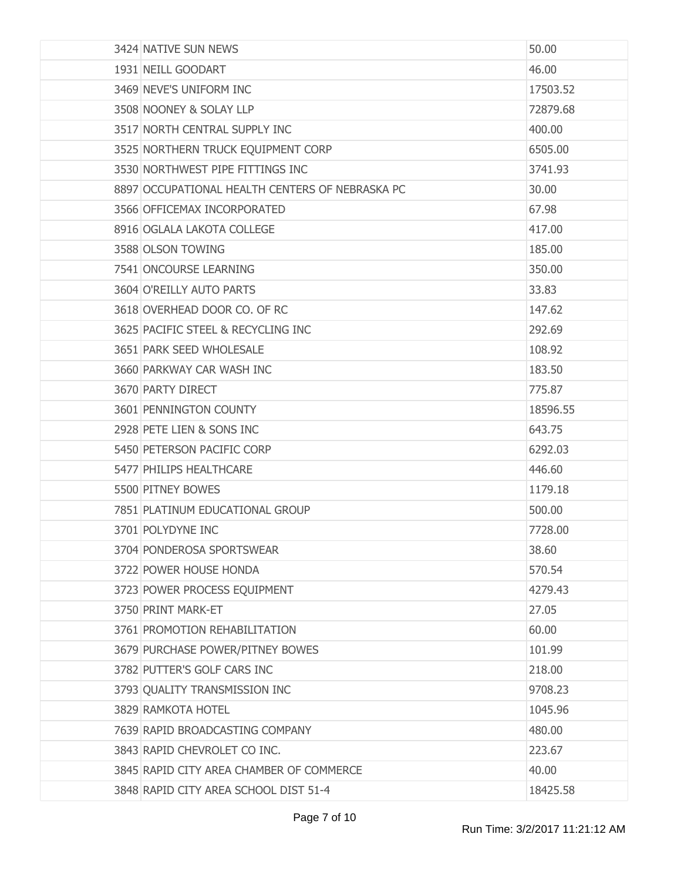| | | |
|---|---|---|
| 3424 | NATIVE SUN NEWS | 50.00 |
| 1931 | NEILL GOODART | 46.00 |
| 3469 | NEVE'S UNIFORM INC | 17503.52 |
| 3508 | NOONEY & SOLAY LLP | 72879.68 |
| 3517 | NORTH CENTRAL SUPPLY INC | 400.00 |
| 3525 | NORTHERN TRUCK EQUIPMENT CORP | 6505.00 |
| 3530 | NORTHWEST PIPE FITTINGS INC | 3741.93 |
| 8897 | OCCUPATIONAL HEALTH CENTERS OF NEBRASKA PC | 30.00 |
| 3566 | OFFICEMAX INCORPORATED | 67.98 |
| 8916 | OGLALA LAKOTA COLLEGE | 417.00 |
| 3588 | OLSON TOWING | 185.00 |
| 7541 | ONCOURSE LEARNING | 350.00 |
| 3604 | O'REILLY AUTO PARTS | 33.83 |
| 3618 | OVERHEAD DOOR CO. OF RC | 147.62 |
| 3625 | PACIFIC STEEL & RECYCLING INC | 292.69 |
| 3651 | PARK SEED WHOLESALE | 108.92 |
| 3660 | PARKWAY CAR WASH INC | 183.50 |
| 3670 | PARTY DIRECT | 775.87 |
| 3601 | PENNINGTON COUNTY | 18596.55 |
| 2928 | PETE LIEN & SONS INC | 643.75 |
| 5450 | PETERSON PACIFIC CORP | 6292.03 |
| 5477 | PHILIPS HEALTHCARE | 446.60 |
| 5500 | PITNEY BOWES | 1179.18 |
| 7851 | PLATINUM EDUCATIONAL GROUP | 500.00 |
| 3701 | POLYDYNE INC | 7728.00 |
| 3704 | PONDEROSA SPORTSWEAR | 38.60 |
| 3722 | POWER HOUSE HONDA | 570.54 |
| 3723 | POWER PROCESS EQUIPMENT | 4279.43 |
| 3750 | PRINT MARK-ET | 27.05 |
| 3761 | PROMOTION REHABILITATION | 60.00 |
| 3679 | PURCHASE POWER/PITNEY BOWES | 101.99 |
| 3782 | PUTTER'S GOLF CARS INC | 218.00 |
| 3793 | QUALITY TRANSMISSION INC | 9708.23 |
| 3829 | RAMKOTA HOTEL | 1045.96 |
| 7639 | RAPID BROADCASTING COMPANY | 480.00 |
| 3843 | RAPID CHEVROLET CO INC. | 223.67 |
| 3845 | RAPID CITY AREA CHAMBER OF COMMERCE | 40.00 |
| 3848 | RAPID CITY AREA SCHOOL DIST 51-4 | 18425.58 |

Run Time: 3/2/2017 11:21:12 AM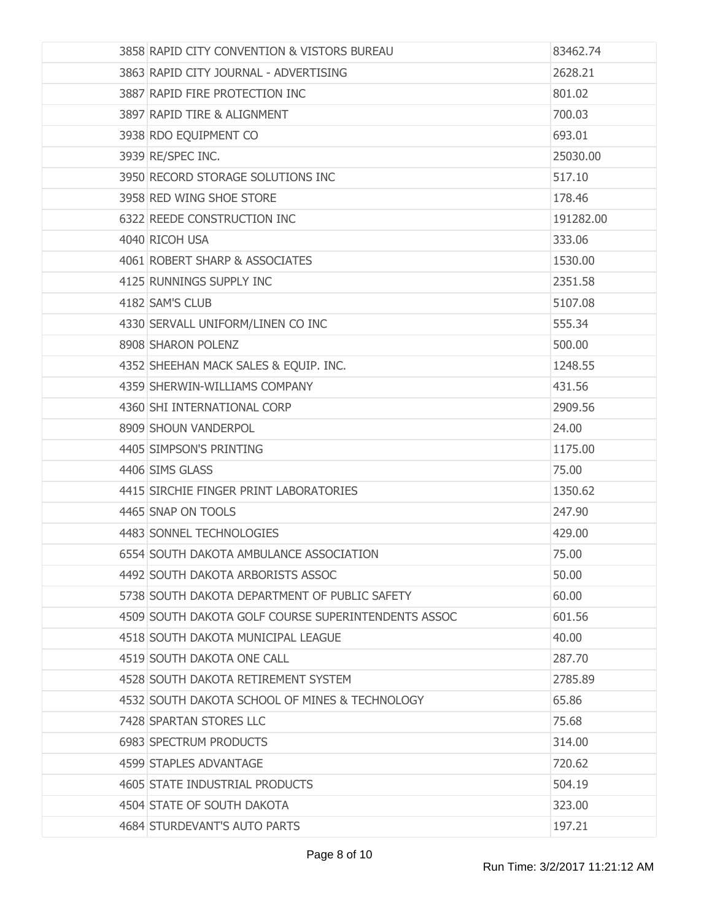| | | |
|---|---|---|
| 3858 | RAPID CITY CONVENTION & VISTORS BUREAU | 83462.74 |
| 3863 | RAPID CITY JOURNAL - ADVERTISING | 2628.21 |
| 3887 | RAPID FIRE PROTECTION INC | 801.02 |
| 3897 | RAPID TIRE & ALIGNMENT | 700.03 |
| 3938 | RDO EQUIPMENT CO | 693.01 |
| 3939 | RE/SPEC INC. | 25030.00 |
| 3950 | RECORD STORAGE SOLUTIONS INC | 517.10 |
| 3958 | RED WING SHOE STORE | 178.46 |
| 6322 | REEDE CONSTRUCTION INC | 191282.00 |
| 4040 | RICOH USA | 333.06 |
| 4061 | ROBERT SHARP & ASSOCIATES | 1530.00 |
| 4125 | RUNNINGS SUPPLY INC | 2351.58 |
| 4182 | SAM'S CLUB | 5107.08 |
| 4330 | SERVALL UNIFORM/LINEN CO INC | 555.34 |
| 8908 | SHARON POLENZ | 500.00 |
| 4352 | SHEEHAN MACK SALES & EQUIP. INC. | 1248.55 |
| 4359 | SHERWIN-WILLIAMS COMPANY | 431.56 |
| 4360 | SHI INTERNATIONAL CORP | 2909.56 |
| 8909 | SHOUN VANDERPOL | 24.00 |
| 4405 | SIMPSON'S PRINTING | 1175.00 |
| 4406 | SIMS GLASS | 75.00 |
| 4415 | SIRCHIE FINGER PRINT LABORATORIES | 1350.62 |
| 4465 | SNAP ON TOOLS | 247.90 |
| 4483 | SONNEL TECHNOLOGIES | 429.00 |
| 6554 | SOUTH DAKOTA AMBULANCE ASSOCIATION | 75.00 |
| 4492 | SOUTH DAKOTA ARBORISTS ASSOC | 50.00 |
| 5738 | SOUTH DAKOTA DEPARTMENT OF PUBLIC SAFETY | 60.00 |
| 4509 | SOUTH DAKOTA GOLF COURSE SUPERINTENDENTS ASSOC | 601.56 |
| 4518 | SOUTH DAKOTA MUNICIPAL LEAGUE | 40.00 |
| 4519 | SOUTH DAKOTA ONE CALL | 287.70 |
| 4528 | SOUTH DAKOTA RETIREMENT SYSTEM | 2785.89 |
| 4532 | SOUTH DAKOTA SCHOOL OF MINES & TECHNOLOGY | 65.86 |
| 7428 | SPARTAN STORES LLC | 75.68 |
| 6983 | SPECTRUM PRODUCTS | 314.00 |
| 4599 | STAPLES ADVANTAGE | 720.62 |
| 4605 | STATE INDUSTRIAL PRODUCTS | 504.19 |
| 4504 | STATE OF SOUTH DAKOTA | 323.00 |
| 4684 | STURDEVANT'S AUTO PARTS | 197.21 |

Run Time: 3/2/2017 11:21:12 AM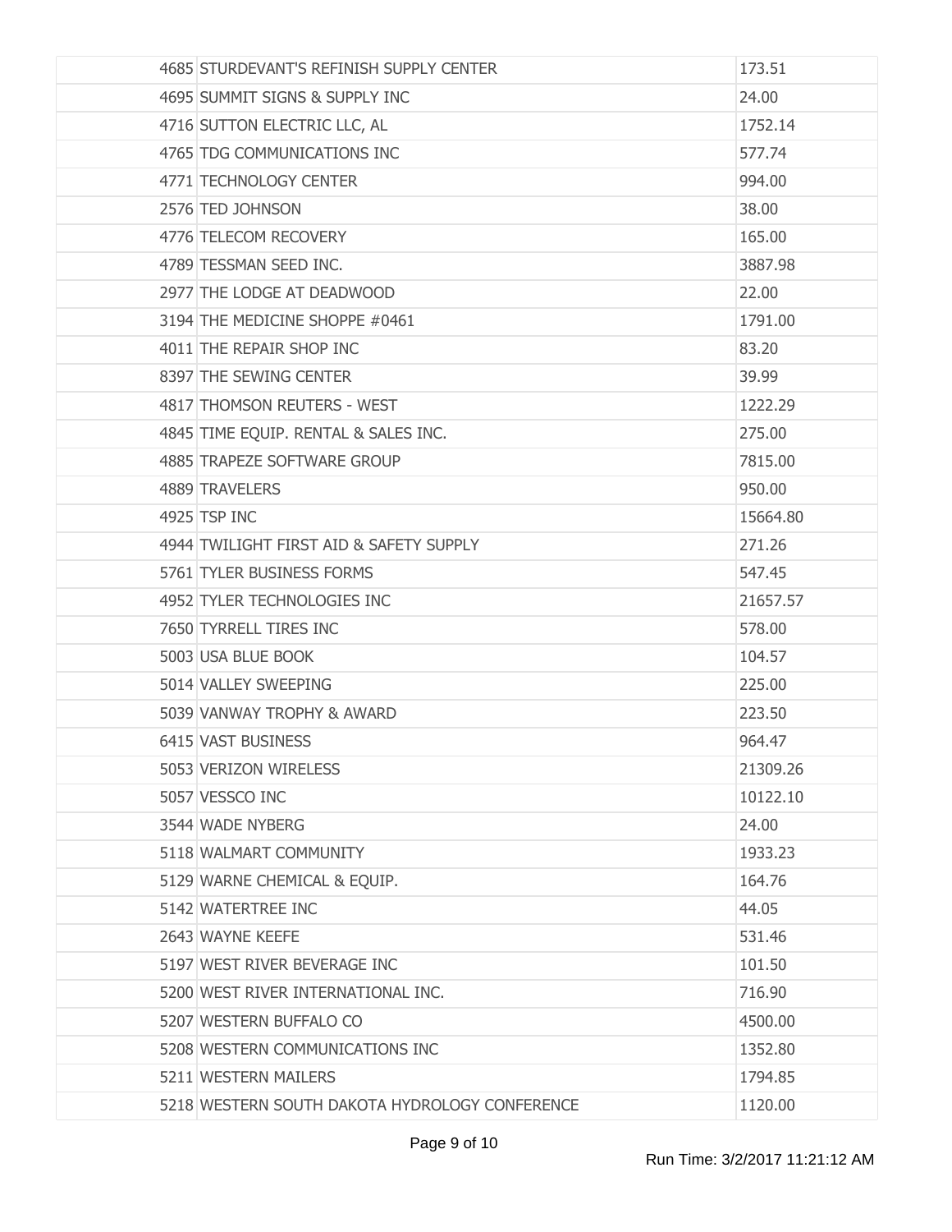| | | |
|---|---|---|
| | 4685 STURDEVANT'S REFINISH SUPPLY CENTER | 173.51 |
| | 4695 SUMMIT SIGNS & SUPPLY INC | 24.00 |
| | 4716 SUTTON ELECTRIC LLC, AL | 1752.14 |
| | 4765 TDG COMMUNICATIONS INC | 577.74 |
| | 4771 TECHNOLOGY CENTER | 994.00 |
| | 2576 TED JOHNSON | 38.00 |
| | 4776 TELECOM RECOVERY | 165.00 |
| | 4789 TESSMAN SEED INC. | 3887.98 |
| | 2977 THE LODGE AT DEADWOOD | 22.00 |
| | 3194 THE MEDICINE SHOPPE #0461 | 1791.00 |
| | 4011 THE REPAIR SHOP INC | 83.20 |
| | 8397 THE SEWING CENTER | 39.99 |
| | 4817 THOMSON REUTERS - WEST | 1222.29 |
| | 4845 TIME EQUIP. RENTAL & SALES INC. | 275.00 |
| | 4885 TRAPEZE SOFTWARE GROUP | 7815.00 |
| | 4889 TRAVELERS | 950.00 |
| | 4925 TSP INC | 15664.80 |
| | 4944 TWILIGHT FIRST AID & SAFETY SUPPLY | 271.26 |
| | 5761 TYLER BUSINESS FORMS | 547.45 |
| | 4952 TYLER TECHNOLOGIES INC | 21657.57 |
| | 7650 TYRRELL TIRES INC | 578.00 |
| | 5003 USA BLUE BOOK | 104.57 |
| | 5014 VALLEY SWEEPING | 225.00 |
| | 5039 VANWAY TROPHY & AWARD | 223.50 |
| | 6415 VAST BUSINESS | 964.47 |
| | 5053 VERIZON WIRELESS | 21309.26 |
| | 5057 VESSCO INC | 10122.10 |
| | 3544 WADE NYBERG | 24.00 |
| | 5118 WALMART COMMUNITY | 1933.23 |
| | 5129 WARNE CHEMICAL & EQUIP. | 164.76 |
| | 5142 WATERTREE INC | 44.05 |
| | 2643 WAYNE KEEFE | 531.46 |
| | 5197 WEST RIVER BEVERAGE INC | 101.50 |
| | 5200 WEST RIVER INTERNATIONAL INC. | 716.90 |
| | 5207 WESTERN BUFFALO CO | 4500.00 |
| | 5208 WESTERN COMMUNICATIONS INC | 1352.80 |
| | 5211 WESTERN MAILERS | 1794.85 |
| | 5218 WESTERN SOUTH DAKOTA HYDROLOGY CONFERENCE | 1120.00 |

Run Time: 3/2/2017 11:21:12 AM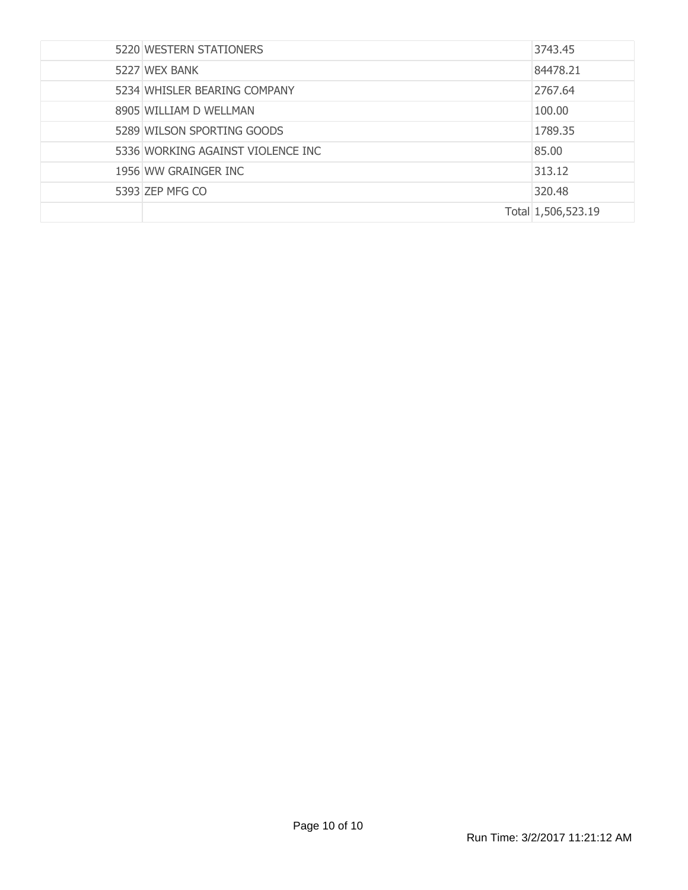| | | |
|---|---|---|
| 5220 | WESTERN STATIONERS | 3743.45 |
| 5227 | WEX BANK | 84478.21 |
| 5234 | WHISLER BEARING COMPANY | 2767.64 |
| 8905 | WILLIAM D WELLMAN | 100.00 |
| 5289 | WILSON SPORTING GOODS | 1789.35 |
| 5336 | WORKING AGAINST VIOLENCE INC | 85.00 |
| 1956 | WW GRAINGER INC | 313.12 |
| 5393 | ZEP MFG CO | 320.48 |
| | Total | 1,506,523.19 |

Run Time: 3/2/2017 11:21:12 AM